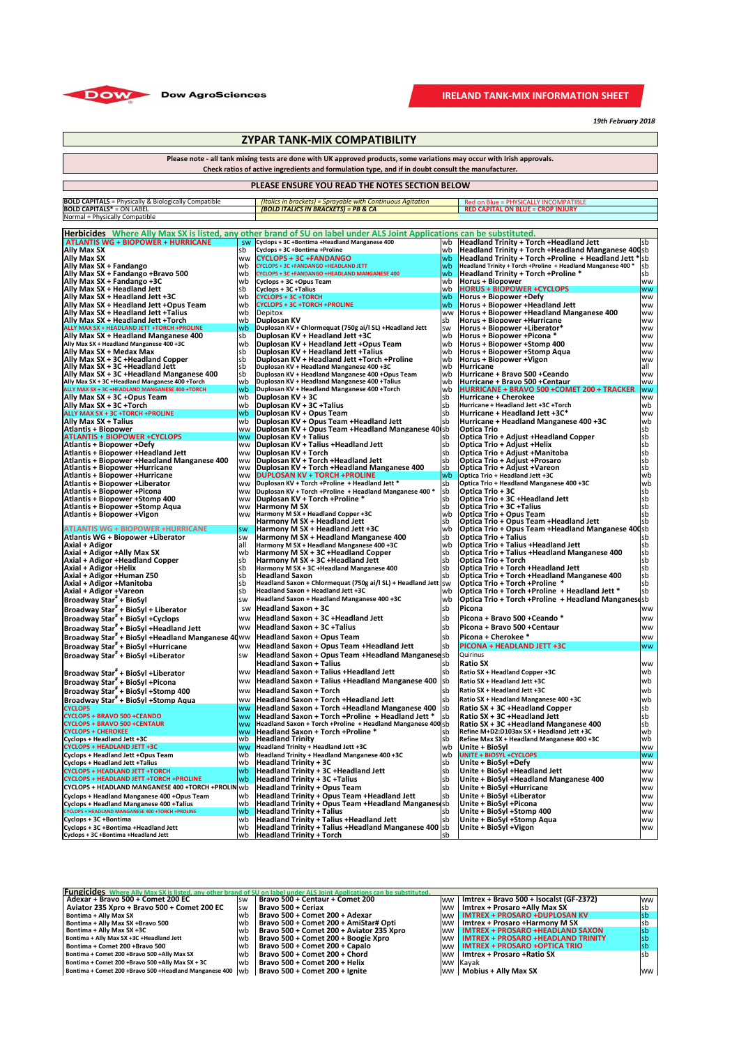Dow AgroSciences

**IRELAND TANK-MIX INFORMATION SHEET**

*19th February 2018*

## ZYPAR TANK-MIX COMPATIBILITY

**Please note - all tank mixing tests are done with UK approved products, some variations may occur with Irish approvals.**
**Check ratios of active ingredients and formulation type, and if in doubt consult the manufacturer.**

**PLEASE ENSURE YOU READ THE NOTES SECTION BELOW**

| | | |
|---|---|---|
| **BOLD CAPITALS** = Physically & Biologically Compatible | *(Italics in brackets) = Sprayable with Continuous Agitation* | Red on Blue = PHYSICALLY INCOMPATIBLE |
| **BOLD CAPITALS*** = ON LABEL | ***(BOLD ITALICS IN BRACKETS) = PB & CA*** | RED CAPITAL ON BLUE = CROP INJURY |
| Normal = Physically Compatible | | |

### Herbicides Where Ally Max SX is listed, any other brand of SU on label under ALS Joint Applications can be substituted.

| Tank-mix | | Tank-mix | | Tank-mix | |
|---|---|---|---|---|---|
| ATLANTIS WG + BIOPOWER + HURRICANE | sw | Cyclops + 3C +Bontima +Headland Manganese 400 | wb | Headland Trinity + Torch +Headland Jett | sb |
| Ally Max SX | sb | Cyclops + 3C +Bontima +Proline | wb | Headland Trinity + Torch +Headland Manganese 400 | sb |
| Ally Max SX | ww | CYCLOPS + 3C +FANDANGO | wb | Headland Trinity + Torch +Proline + Headland Jett * | sb |
| Ally Max SX + Fandango | wb | CYCLOPS + 3C +FANDANGO +HEADLAND JETT | wb | Headland Trinity + Torch +Proline + Headland Manganese 400 * | sb |
| Ally Max SX + Fandango +Bravo 500 | wb | CYCLOPS + 3C +FANDANGO +HEADLAND MANGANESE 400 | wb | Headland Trinity + Torch +Proline * | sb |
| Ally Max SX + Fandango +3C | wb | Cyclops + 3C +Opus Team | wb | Horus + Biopower | ww |
| Ally Max SX + Headland Jett | sb | Cyclops + 3C +Talius | wb | HORUS + BIOPOWER +CYCLOPS | ww |
| Ally Max SX + Headland Jett +3C | wb | CYCLOPS + 3C +TORCH | wb | Horus + Biopower +Defy | ww |
| Ally Max SX + Headland Jett +Opus Team | wb | CYCLOPS + 3C +TORCH +PROLINE | wb | Horus + Biopower +Headland Jett | ww |
| Ally Max SX + Headland Jett +Talius | wb | Depitox | ww | Horus + Biopower +Headland Manganese 400 | ww |
| Ally Max SX + Headland Jett +Torch | wb | Duplosan KV | sb | Horus + Biopower +Hurricane | ww |
| ALLY MAX SX + HEADLAND JETT +TORCH +PROLINE | wb | Duplosan KV + Chlormequat (750g ai/l SL) +Headland Jett | sw | Horus + Biopower +Liberator* | ww |
| Ally Max SX + Headland Manganese 400 | sb | Duplosan KV + Headland Jett +3C | wb | Horus + Biopower +Picona * | ww |
| Ally Max SX + Headland Manganese 400 +3C | wb | Duplosan KV + Headland Jett +Opus Team | wb | Horus + Biopower +Stomp 400 | ww |
| Ally Max SX + Medax Max | sb | Duplosan KV + Headland Jett +Talius | wb | Horus + Biopower +Stomp Aqua | ww |
| Ally Max SX + 3C +Headland Copper | sb | Duplosan KV + Headland Jett +Torch +Proline | wb | Horus + Biopower +Vigon | ww |
| Ally Max SX + 3C +Headland Jett | sb | Duplosan KV + Headland Manganese 400 +3C | wb | Hurricane | all |
| Ally Max SX + 3C +Headland Manganese 400 | sb | Duplosan KV + Headland Manganese 400 +Opus Team | wb | Hurricane + Bravo 500 +Ceando | ww |
| Ally Max SX + 3C +Headland Manganese 400 +Torch | wb | Duplosan KV + Headland Manganese 400 +Talius | wb | Hurricane + Bravo 500 +Centaur | ww |
| ALLY MAX SX + 3C +HEADLAND MANGANESE 400 +TORCH | wb | Duplosan KV + Headland Manganese 400 +Torch | wb | HURRICANE + BRAVO 500 +COMET 200 + TRACKER | ww |
| Ally Max SX + 3C +Opus Team | wb | Duplosan KV + 3C | sb | Hurricane + Cherokee | ww |
| Ally Max SX + 3C +Torch | wb | Duplosan KV + 3C +Talius | sb | Hurricane + Headland Jett +3C +Torch | wb |
| ALLY MAX SX + 3C +TORCH +PROLINE | wb | Duplosan KV + Opus Team | sb | Hurricane + Headland Jett +3C* | ww |
| Ally Max SX + Talius | wb | Duplosan KV + Opus Team +Headland Jett | sb | Hurricane + Headland Manganese 400 +3C | wb |
| Atlantis + Biopower | ww | Duplosan KV + Opus Team +Headland Manganese 400 | sb | Optica Trio | sb |
| ATLANTIS + BIOPOWER +CYCLOPS | ww | Duplosan KV + Talius | sb | Optica Trio + Adjust +Headland Copper | sb |
| Atlantis + Biopower +Defy | ww | Duplosan KV + Talius +Headland Jett | sb | Optica Trio + Adjust +Helix | sb |
| Atlantis + Biopower +Headland Jett | ww | Duplosan KV + Torch | sb | Optica Trio + Adjust +Manitoba | sb |
| Atlantis + Biopower +Headland Manganese 400 | ww | Duplosan KV + Torch +Headland Jett | sb | Optica Trio + Adjust +Prosaro | sb |
| Atlantis + Biopower +Hurricane | ww | Duplosan KV + Torch +Headland Manganese 400 | sb | Optica Trio + Adjust +Vareon | sb |
| Atlantis + Biopower +Liberator | ww | DUPLOSAN KV + TORCH +PROLINE | wb | Optica Trio + Headland Jett +3C | wb |
| Atlantis + Biopower +Picona | ww | Duplosan KV + Torch +Proline + Headland Jett * | sb | Optica Trio + Headland Manganese 400 +3C | wb |
| Atlantis + Biopower +Stomp 400 | ww | Duplosan KV + Torch +Proline + Headland Manganese 400 * | sb | Optica Trio + 3C | sb |
| Atlantis + Biopower +Stomp Aqua | ww | Duplosan KV + Torch +Proline * | sb | Optica Trio + 3C +Headland Jett | sb |
| Atlantis + Biopower +Vigon | ww | Harmony M SX | sb | Optica Trio + 3C +Talius | sb |
| | | Harmony M SX + Headland Copper +3C | wb | Optica Trio + Opus Team | sb |
| | | Harmony M SX + Headland Jett | sb | Optica Trio + Opus Team +Headland Jett | sb |
| ATLANTIS WG + BIOPOWER +HURRICANE | sw | Harmony M SX + Headland Jett +3C | wb | Optica Trio + Opus Team +Headland Manganese 400 | sb |
| Atlantis WG + Biopower +Liberator | sw | Harmony M SX + Headland Manganese 400 | sb | Optica Trio + Talius | sb |
| Axial + Adigor | all | Harmony M SX + Headland Manganese 400 +3C | wb | Optica Trio + Talius +Headland Jett | sb |
| Axial + Adigor +Ally Max SX | wb | Harmony M SX + 3C +Headland Copper | sb | Optica Trio + Talius +Headland Manganese 400 | sb |
| Axial + Adigor +Headland Copper | sb | Harmony M SX + 3C +Headland Jett | sb | Optica Trio + Torch | sb |
| Axial + Adigor +Helix | sb | Harmony M SX + 3C +Headland Manganese 400 | sb | Optica Trio + Torch +Headland Jett | sb |
| Axial + Adigor +Human Z50 | sb | Headland Saxon | sb | Optica Trio + Torch +Headland Manganese 400 | sb |
| Axial + Adigor +Manitoba | sb | Headland Saxon + Chlormequat (750g ai/l SL) + Headland Jett | sw | Optica Trio + Torch +Proline * | sb |
| Axial + Adigor +Vareon | sb | Headland Saxon + Headland Jett +3C | wb | Optica Trio + Torch +Proline + Headland Jett * | sb |
| Broadway Star[#] + BioSyl | sw | Headland Saxon + Headland Manganese 400 +3C | wb | Optica Trio + Torch +Proline + Headland Manganese | sb |
| Broadway Star[#] + BioSyl + Liberator | sw | Headland Saxon + 3C | sb | Picona | ww |
| Broadway Star[#] + BioSyl +Cyclops | ww | Headland Saxon + 3C +Headland Jett | sb | Picona + Bravo 500 +Ceando * | ww |
| Broadway Star[#] + BioSyl +Headland Jett | ww | Headland Saxon + 3C +Talius | sb | Picona + Bravo 500 +Centaur | ww |
| Broadway Star[#] + BioSyl +Headland Manganese 400 | ww | Headland Saxon + Opus Team | sb | Picona + Cherokee * | ww |
| Broadway Star[#] + BioSyl +Hurricane | ww | Headland Saxon + Opus Team +Headland Jett | sb | PICONA + HEADLAND JETT +3C | ww |
| Broadway Star[#] + BioSyl +Liberator | sw | Headland Saxon + Opus Team +Headland Manganese | sb | Quirinus | |
| | | Headland Saxon + Talius | sb | Ratio SX | ww |
| Broadway Star[#] + BioSyl +Liberator | ww | Headland Saxon + Talius +Headland Jett | sb | Ratio SX + Headland Copper +3C | wb |
| Broadway Star[#] + BioSyl +Picona | ww | Headland Saxon + Talius +Headland Manganese 400 | sb | Ratio SX + Headland Jett +3C | wb |
| Broadway Star[#] + BioSyl +Stomp 400 | ww | Headland Saxon + Torch | sb | Ratio SX + Headland Jett +3C | wb |
| Broadway Star[#] + BioSyl +Stomp Aqua | ww | Headland Saxon + Torch +Headland Jett | sb | Ratio SX + Headland Manganese 400 +3C | wb |
| CYCLOPS | ww | Headland Saxon + Torch +Headland Manganese 400 | sb | Ratio SX + 3C +Headland Copper | sb |
| CYCLOPS + BRAVO 500 +CEANDO | ww | Headland Saxon + Torch +Proline + Headland Jett * | sb | Ratio SX + 3C +Headland Jett | sb |
| CYCLOPS + BRAVO 500 +CENTAUR | ww | Headland Saxon + Torch +Proline + Headland Manganese 400 | sb | Ratio SX + 3C +Headland Manganese 400 | sb |
| CYCLOPS + CHEROKEE | ww | Headland Saxon + Torch +Proline * | sb | Refine M+D2:D103ax SX + Headland Jett +3C | wb |
| Cyclops + Headland Jett +3C | wb | Headland Trinity | sb | Refine Max SX + Headland Manganese 400 +3C | wb |
| CYCLOPS + HEADLAND JETT +3C | ww | Headland Trinity + Headland Jett +3C | wb | Unite + BioSyl | ww |
| Cyclops + Headland Jett +Opus Team | wb | Headland Trinity + Headland Manganese 400 +3C | wb | UNITE + BIOSYL +CYCLOPS | ww |
| Cyclops + Headland Jett +Talius | wb | Headland Trinity + 3C | sb | Unite + BioSyl +Defy | ww |
| CYCLOPS + HEADLAND JETT +TORCH | wb | Headland Trinity + 3C +Headland Jett | sb | Unite + BioSyl +Headland Jett | ww |
| CYCLOPS + HEADLAND JETT +TORCH +PROLINE | wb | Headland Trinity + 3C +Talius | sb | Unite + BioSyl +Headland Manganese 400 | ww |
| CYCLOPS + HEADLAND MANGANESE 400 +TORCH +PROLINE | wb | Headland Trinity + Opus Team | sb | Unite + BioSyl +Hurricane | ww |
| Cyclops + Headland Manganese 400 +Opus Team | wb | Headland Trinity + Opus Team +Headland Jett | sb | Unite + BioSyl +Liberator | ww |
| Cyclops + Headland Manganese 400 +Talius | wb | Headland Trinity + Opus Team +Headland Manganese | sb | Unite + BioSyl +Picona | ww |
| CYCLOPS + HEADLAND MANGANESE 400 +TORCH +PROLINE | wb | Headland Trinity + Talius | sb | Unite + BioSyl +Stomp 400 | ww |
| Cyclops + 3C +Bontima | wb | Headland Trinity + Talius +Headland Jett | sb | Unite + BioSyl +Stomp Aqua | ww |
| Cyclops + 3C +Bontima +Headland Jett | wb | Headland Trinity + Talius +Headland Manganese 400 | sb | Unite + BioSyl +Vigon | ww |
| Cyclops + 3C +Bontima +Headland Jett | wb | Headland Trinity + Torch | sb | | |

### Fungicides Where Ally Max SX is listed, any other brand of SU on label under ALS Joint Applications can be substituted.

| Tank-mix | | Tank-mix | | Tank-mix | |
|---|---|---|---|---|---|
| Adexar + Bravo 500 + Comet 200 EC | sw | Bravo 500 + Centaur + Comet 200 | ww | Imtrex + Bravo 500 + Isocalst (GF-2372) | ww |
| Aviator 235 Xpro + Bravo 500 + Comet 200 EC | sw | Bravo 500 + Ceriax | ww | Imtrex + Prosaro +Ally Max SX | sb |
| Bontima + Ally Max SX | wb | Bravo 500 + Comet 200 + Adexar | ww | IMTREX + PROSARO +DUPLOSAN KV | sb |
| Bontima + Ally Max SX +Bravo 500 | wb | Bravo 500 + Comet 200 + AmiStar# Opti | ww | Imtrex + Prosaro +Harmony M SX | sb |
| Bontima + Ally Max SX +3C | wb | Bravo 500 + Comet 200 + Aviator 235 Xpro | ww | IMTREX + PROSARO +HEADLAND SAXON | sb |
| Bontima + Ally Max SX +3C +Headland Jett | wb | Bravo 500 + Comet 200 + Boogie Xpro | ww | IMTREX + PROSARO +HEADLAND TRINITY | sb |
| Bontima + Comet 200 +Bravo 500 | wb | Bravo 500 + Comet 200 + Capalo | ww | IMTREX + PROSARO +OPTICA TRIO | sb |
| Bontima + Comet 200 +Bravo 500 +Ally Max SX | wb | Bravo 500 + Comet 200 + Chord | ww | Imtrex + Prosaro +Ratio SX | sb |
| Bontima + Comet 200 +Bravo 500 +Ally Max SX + 3C | wb | Bravo 500 + Comet 200 + Helix | ww | Kayak | |
| Bontima + Comet 200 +Bravo 500 +Headland Manganese 400 | wb | Bravo 500 + Comet 200 + Ignite | ww | Mobius + Ally Max SX | ww |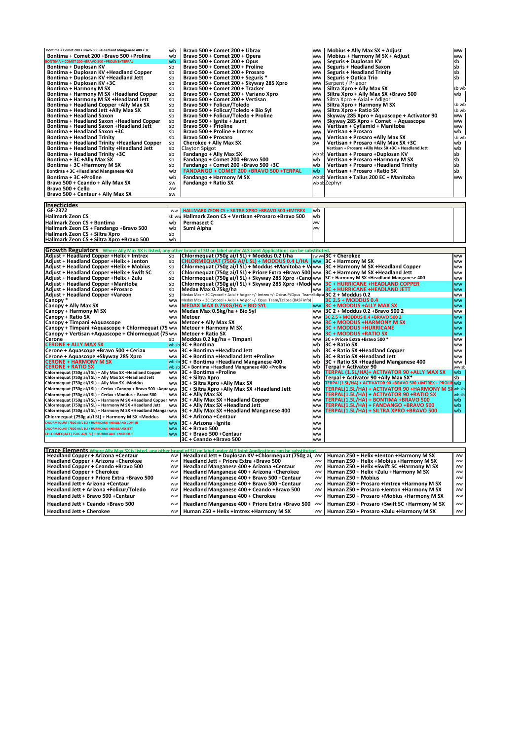| | | | | | |
|---|---|---|---|---|---|
| Bontima + Comet 200 +Bravo 500 +Headland Manganese 400 + 3C | wb | Bravo 500 + Comet 200 + Librax | ww | Mobius + Ally Max SX + Adjust | ww |
| Bontima + Comet 200 +Bravo 500 +Proline | wb | Bravo 500 + Comet 200 + Opera | ww | Mobius + Harmony M SX + Adjust | ww |
| BONTIMA + COMET 200 +BRAVO 500 +PROLINE+TERPAL | wb | Bravo 500 + Comet 200 + Opus | ww | Seguris + Duplosan KV | sb |
| Bontima + Duplosan KV | sb | Bravo 500 + Comet 200 + Proline | ww | Seguris + Headland Saxon | sb |
| Bontima + Duplosan KV +Headland Copper | sb | Bravo 500 + Comet 200 + Prosaro | ww | Seguris + Headland Trinity | sb |
| Bontima + Duplosan KV +Headland Jett | sb | Bravo 500 + Comet 200 + Seguris * | ww | Seguris + Optica Trio | sb |
| Bontima + Duplosan KV +3C | sb | Bravo 500 + Comet 200 + Skyway 285 Xpro | ww | Serpent / Priaxor | |
| Bontima + Harmony M SX | sb | Bravo 500 + Comet 200 + Tracker | ww | Siltra Xpro + Ally Max SX | sb wb |
| Bontima + Harmony M SX +Headland Copper | sb | Bravo 500 + Comet 200 + Variano Xpro | ww | Siltra Xpro + Ally Max SX +Bravo 500 | wb |
| Bontima + Harmony M SX +Headland Jett | sb | Bravo 500 + Comet 200 + Vertisan | ww | Siltra Xpro + Axial + Adigor | |
| Bontima + Headland Copper +Ally Max SX | sb | Bravo 500 + Folicur/Toledo | ww | Siltra Xpro + Harmony M SX | sb wb |
| Bontima + Headland Jett +Ally Max SX | sb | Bravo 500 + Folicur/Toledo + Bio Syl | ww | Siltra Xpro + Ratio SX | sb wb |
| Bontima + Headland Saxon | sb | Bravo 500 + Folicur/Toledo + Proline | ww | Skyway 285 Xpro + Aquascope + Activator 90 | ww |
| Bontima + Headland Saxon +Headland Copper | sb | Bravo 500 + Ignite + Jaunt | ww | Skyway 285 Xpro + Comet + Aquascope | ww |
| Bontima + Headland Saxon +Headland Jett | sb | Bravo 500 + Prioline | ww | Vertisan + Cyflamid + Manitoba | ww |
| Bontima + Headland Saxon +3C | sb | Bravo 500 + Proline + Imtrex | ww | Vertisan + Prosaro | wb |
| Bontima + Headland Trinity | sb | Bravo 500 + Prosaro | ww | Vertisan + Prosaro +Ally Max SX | sb wb |
| Bontima + Headland Trinity +Headland Copper | sb | Cherokee + Ally Max SX | sw | Vertisan + Prosaro +Ally Max SX +3C | wb |
| Bontima + Headland Trinity +Headland Jett | sb | Clayton Spigot | | Vertisan + Prosaro +Ally Max SX +3C + Headland Jett | wb |
| Bontima + Headland Trinity +3C | sb | Fandango + Ally Max SX | wb sb | Vertisan + Prosaro +Duplosan KV | sb |
| Bontima + 3C +Ally Max SX | sb | Fandango + Comet 200 +Bravo 500 | wb | Vertisan + Prosaro +Harmony M SX | sb |
| Bontima + 3C +Harmony M SX | sb | Fandango + Comet 200 +Bravo 500 +3C | wb | Vertisan + Prosaro +Headland Trinity | sb |
| Bontima + 3C +Headland Manganese 400 | wb | FANDANGO + COMET 200 +BRAVO 500 +TERPAL | wb | Vertisan + Prosaro +Ratio SX | sb |
| Bontima + 3C +Proline | wb | Fandango + Harmony M SX | wb sb | Vertisan + Talius 200 EC + Manitoba | ww |
| Bravo 500 + Ceando + Ally Max SX | sw | Fandango + Ratio SX | wb sb | Zephyr | |
| Bravo 500 + Cello | ww | | | | |
| Bravo 500 + Centaur + Ally Max SX | sw | | | | |

## Insecticides

| | | | | | |
|---|---|---|---|---|---|
| GF-2372 | ww | HALLMARK ZEON CS + SILTRA XPRO +BRAVO 500 +IMTREX | wb | | |
| Hallmark Zeon CS | sb ww | Hallmark Zeon CS + Vertisan +Prosaro +Bravo 500 | wb | | |
| Hallmark Zeon CS + Bontima | wb | Permasect C | ww | | |
| Hallmark Zeon CS + Fandango +Bravo 500 | wb | Sumi Alpha | ww | | |
| Hallmark Zeon CS + Siltra Xpro | sb | | | | |
| Hallmark Zeon CS + Siltra Xpro +Bravo 500 | wb | | | | |

## Growth Regulators

Where Ally Max SX is listed, any other brand of SU on label under ALS Joint Applications can be substituted.

| | | | | | |
|---|---|---|---|---|---|
| Adjust + Headland Copper +Helix + Imtrex | sb | Chlormequat (750g ai/l SL) + Moddus 0.2 l/ha | sw ww | 3C + Cherokee | ww |
| Adjust + Headland Copper +Helix + Jenton | sb | CHLORMEQUAT (750G AI/L SL) + MODDUS 0.4 L/HA | ww | 3C + Harmony M SX | ww |
| Adjust + Headland Copper +Helix + Mobius | sb | Chlormequat (750g ai/l SL) + Moddus +Manitoba + V | ww | 3C + Harmony M SX +Headland Copper | ww |
| Adjust + Headland Copper +Helix + Swift SC | sb | Chlormequat (750g ai/l SL) + Priore Extra +Bravo 500 | ww | 3C + Harmony M SX +Headland Jett | ww |
| Adjust + Headland Copper +Helix + Zulu | sb | Chlormequat (750g ai/l SL) + Skyway 285 Xpro +Cano | ww | 3C + Harmony M SX +Headland Manganese 400 | ww |
| Adjust + Headland Copper +Manitoba | sb | Chlormequat (750g ai/l SL) + Skyway 285 Xpro +Mod | ww | 3C + HURRICANE +HEADLAND COPPER | ww |
| Adjust + Headland Copper +Prosaro | sb | Medax Max 0.75kg/ha | ww | 3C + HURRICANE +HEADLAND JETT | ww |
| Adjust + Headland Copper +Vareon | sb | Medax Max + 3C Cycocel + Axial + Adigor +/- Imtrex +/- Osirus P/Opus Team/Eclipse | | 3C 2 + Moddus 0.2 | ww |
| Canopy * | ww | Medax Max + 3C Cycocel + Axial + Adigor +/- Opus Team/Eclipse (BASF info) | | 3C 2.5 + MODDUS 0.4 | ww |
| Canopy + Ally Max SX | ww | MEDAX MAX 0.75KG/HA + BIO SYL | ww | 3C + MODDUS +ALLY MAX SX | ww |
| Canopy + Harmony M SX | ww | Medax Max 0.5kg/ha + Bio Syl | ww | 3C 2 + Moddus 0.2 +Bravo 500 2 | ww |
| Canopy + Ratio SX | ww | Metoer | ww | 3C 2.5 + MODDUS 0.4 +BRAVO 500 2 | ww |
| Canopy + Timpani +Aquascope | ww | Metoer + Ally Max SX | ww | 3C + MODDUS +HARMONY M SX | ww |
| Canopy + Timpani +Aquascope + Chlormequat (75 | ww | Metoer + Harmony M SX | ww | 3C + MODDUS +HURRICANE | ww |
| Canopy + Vertisan +Aquascope + Chlormequat (75 | ww | Metoer + Ratio SX | ww | 3C + MODDUS +RATIO SX | ww |
| Cerone | sb | Moddus 0.2 kg/ha + Timpani | ww | 3C + Priore Extra +Bravo 500 * | ww |
| CERONE + ALLY MAX SX | wb sb | 3C + Bontima | wb | 3C + Ratio SX | ww |
| Cerone + Aquascope +Bravo 500 + Ceriax | ww | 3C + Bontima +Headland Jett | wb | 3C + Ratio SX +Headland Copper | ww |
| Cerone + Aquascope +Skyway 285 Xpro | ww | 3C + Bontima +Headland Jett +Proline | wb | 3C + Ratio SX +Headland Jett | ww |
| CERONE + HARMONY M SX | wb sb | 3C + Bontima +Headland Manganese 400 | wb | 3C + Ratio SX +Headland Manganese 400 | ww |
| CERONE + RATIO SX | wb sb | 3C + Bontima +Headland Manganese 400 +Proline | wb | Terpal + Activator 90 | ww sb |
| Chlormequat (750g ai/l SL) + Ally Max SX +Headland Copper | ww | 3C + Bontima +Proline | wb | TERPAL (1.5L/HA)+ ACTIVATOR 90 +ALLY MAX SX | wb |
| Chlormequat (750g ai/l SL) + Ally Max SX +Headland Jett | ww | 3C + Siltra Xpro | wb | Terpal + Activator 90 +Ally Max SX* | sb |
| Chlormequat (750g ai/l SL) + Ally Max SX +Moddus | ww | 3C + Siltra Xpro +Ally Max SX | wb | TERPAL(1.5L/HA) + ACTIVATOR 90 +BRAVO 500 +IMTREX + PROLIN | wb |
| Chlormequat (750g ai/l SL) + Ceriax +Canopy + Bravo 500 +Aqua | ww | 3C + Siltra Xpro +Ally Max SX +Headland Jett | wb | TERPAL(1.5L/HA) + ACTIVATOR 90 +HARMONY M SX | wb sb |
| Chlormequat (750g ai/l SL) + Ceriax +Moddus + Bravo 500 | ww | 3C + Ally Max SX | ww | TERPAL(1.5L/HA) + ACTIVATOR 90 +RATIO SX | wb sb |
| Chlormequat (750g ai/l SL) + Harmony M SX +Headland Copper | ww | 3C + Ally Max SX +Headland Copper | ww | TERPAL(1.5L/HA) + BONTIMA +BRAVO 500 | wb |
| Chlormequat (750g ai/l SL) + Harmony M SX +Headland Jett | ww | 3C + Ally Max SX +Headland Jett | ww | TERPAL(1.5L/HA) + FANDANGO +BRAVO 500 | wb |
| Chlormequat (750g ai/l SL) + Harmony M SX +Headland Mangan | ww | 3C + Ally Max SX +Headland Manganese 400 | ww | TERPAL(1.5L/HA) + SILTRA XPRO +BRAVO 500 | wb |
| Chlormequat (750g ai/l SL) + Harmony M SX +Moddus | ww | 3C + Arizona +Centaur | ww | | |
| CHLORMEQUAT (750G AI/L SL) + HURRICANE +HEADLAND COPPER | ww | 3C + Arizona +Ignite | ww | | |
| CHLORMEQUAT (750G AI/L SL) + HURRICANE +HEADLAND JETT | ww | 3C + Bravo 500 | ww | | |
| CHLORMEQUAT (750G AI/L SL) + HURRICANE +MODDUS | ww | 3C + Bravo 500 +Centaur | ww | | |
| | | 3C + Ceando +Bravo 500 | ww | | |

## Trace Elements

Where Ally Max SX is listed, any other brand of SU on label under ALS Joint Applications can be substituted.

| | | | | | |
|---|---|---|---|---|---|
| Headland Copper + Arizona +Centaur | ww | Headland Jett + Duplosan KV +Chlormequat (750g ai, | ww | Human Z50 + Helix +Jenton +Harmony M SX | ww |
| Headland Copper + Arizona +Cherokee | ww | Headland Jett + Priore Extra +Bravo 500 | ww | Human Z50 + Helix +Mobius +Harmony M SX | ww |
| Headland Copper + Ceando +Bravo 500 | ww | Headland Manganese 400 + Arizona +Centaur | ww | Human Z50 + Helix +Swift SC +Harmony M SX | ww |
| Headland Copper + Cherokee | ww | Headland Manganese 400 + Arizona +Cherokee | ww | Human Z50 + Helix +Zulu +Harmony M SX | ww |
| Headland Copper + Priore Extra +Bravo 500 | ww | Headland Manganese 400 + Bravo 500 +Centaur | ww | Human Z50 + Mobius | ww |
| Headland Jett + Arizona +Centaur | ww | Headland Manganese 400 + Bravo 500 +Centaur | ww | Human Z50 + Prosaro +Imtrex +Harmony M SX | ww |
| Headland Jett + Arizona +Folicur/Toledo | ww | Headland Manganese 400 + Ceando +Bravo 500 | ww | Human Z50 + Prosaro +Jenton +Harmony M SX | ww |
| Headland Jett + Bravo 500 +Centaur | ww | Headland Manganese 400 + Cherokee | ww | Human Z50 + Prosaro +Mobius +Harmony M SX | ww |
| Headland Jett + Ceando +Bravo 500 | ww | Headland Manganese 400 + Priore Extra +Bravo 500 | ww | Human Z50 + Prosaro +Swift SC +Harmony M SX | ww |
| Headland Jett + Cherokee | ww | Human Z50 + Helix +Imtrex +Harmony M SX | ww | Human Z50 + Prosaro +Zulu +Harmony M SX | ww |